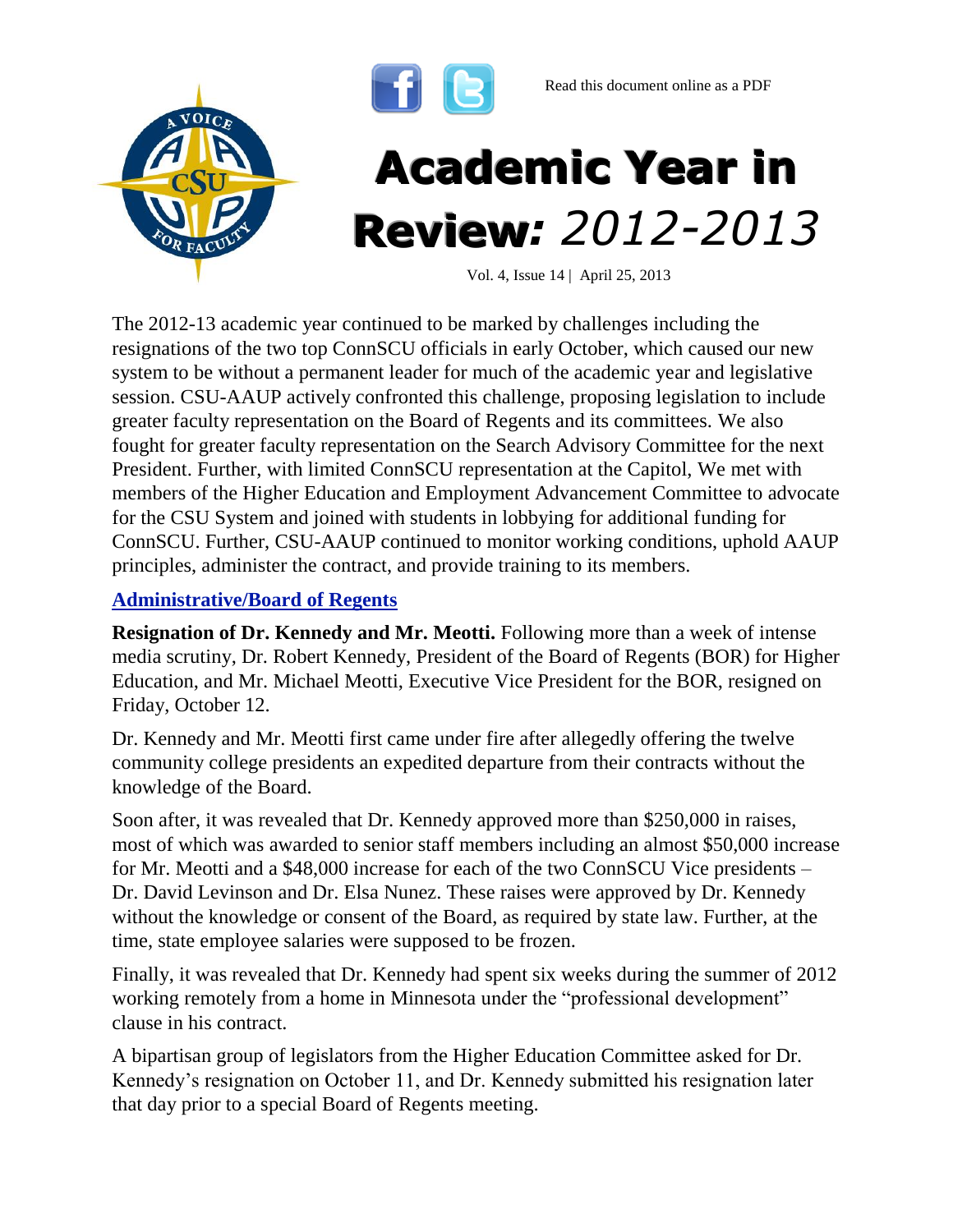Read this document online as a PDF

# Academic Year in Review: *2012-2013*

Vol. 4, Issue 14 | April 25, 2013

The 2012-13 academic year continued to be marked by challenges including the resignations of the two top ConnSCU officials in early October, which caused our new system to be without a permanent leader for much of the academic year and legislative session. CSU-AAUP actively confronted this challenge, proposing legislation to include greater faculty representation on the Board of Regents and its committees. We also fought for greater faculty representation on the Search Advisory Committee for the next President. Further, with limited ConnSCU representation at the Capitol, We met with members of the Higher Education and Employment Advancement Committee to advocate for the CSU System and joined with students in lobbying for additional funding for ConnSCU. Further, CSU-AAUP continued to monitor working conditions, uphold AAUP principles, administer the contract, and provide training to its members.

## Administrative/Board of Regents

**Resignation of Dr. Kennedy and Mr. Meotti.** Following more than a week of intense media scrutiny, Dr. Robert Kennedy, President of the Board of Regents (BOR) for Higher Education, and Mr. Michael Meotti, Executive Vice President for the BOR, resigned on Friday, October 12.

Dr. Kennedy and Mr. Meotti first came under fire after allegedly offering the twelve community college presidents an expedited departure from their contracts without the knowledge of the Board.

Soon after, it was revealed that Dr. Kennedy approved more than $250,000 in raises, most of which was awarded to senior staff members including an almost $50,000 increase for Mr. Meotti and a $48,000 increase for each of the two ConnSCU Vice presidents – Dr. David Levinson and Dr. Elsa Nunez. These raises were approved by Dr. Kennedy without the knowledge or consent of the Board, as required by state law. Further, at the time, state employee salaries were supposed to be frozen.

Finally, it was revealed that Dr. Kennedy had spent six weeks during the summer of 2012 working remotely from a home in Minnesota under the "professional development" clause in his contract.

A bipartisan group of legislators from the Higher Education Committee asked for Dr. Kennedy's resignation on October 11, and Dr. Kennedy submitted his resignation later that day prior to a special Board of Regents meeting.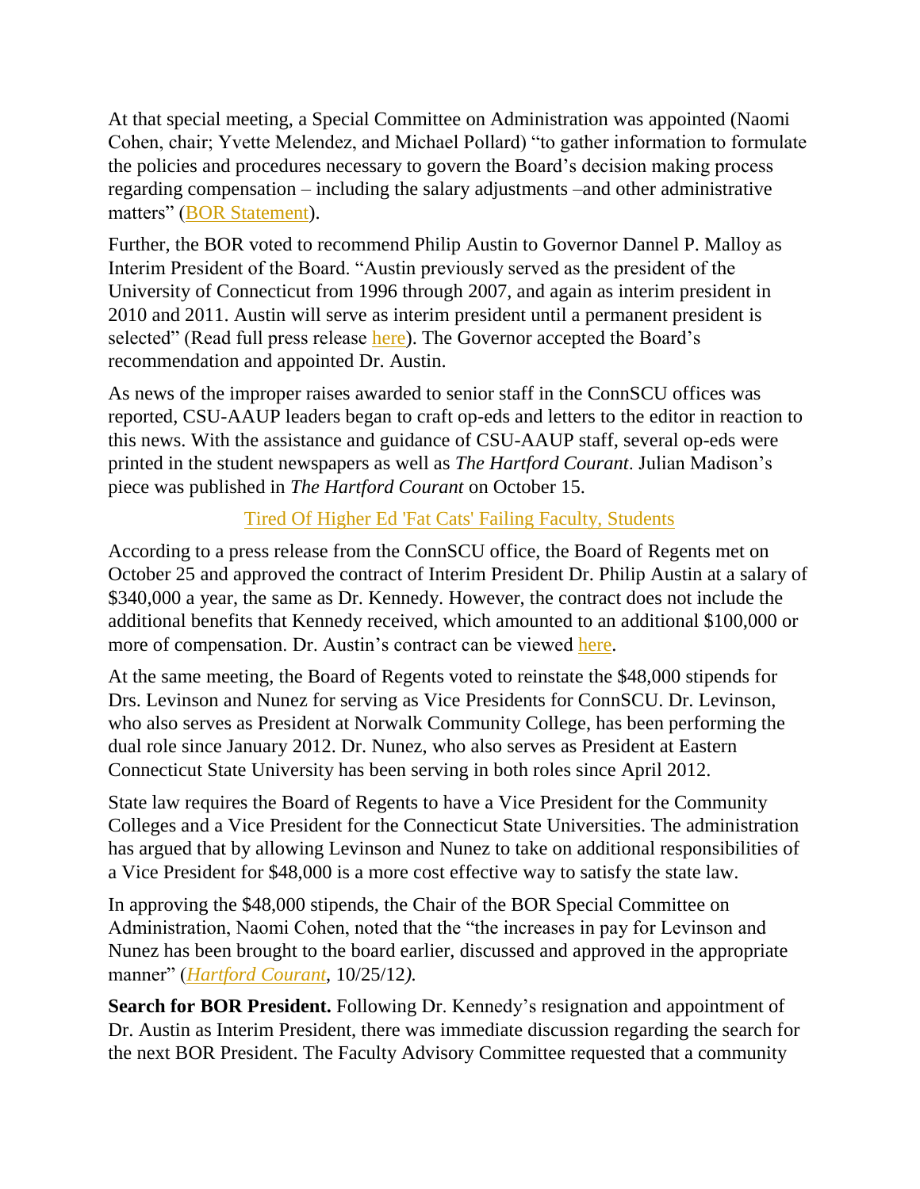At that special meeting, a Special Committee on Administration was appointed (Naomi Cohen, chair; Yvette Melendez, and Michael Pollard) "to gather information to formulate the policies and procedures necessary to govern the Board's decision making process regarding compensation – including the salary adjustments –and other administrative matters" (BOR Statement).

Further, the BOR voted to recommend Philip Austin to Governor Dannel P. Malloy as Interim President of the Board. "Austin previously served as the president of the University of Connecticut from 1996 through 2007, and again as interim president in 2010 and 2011. Austin will serve as interim president until a permanent president is selected" (Read full press release here). The Governor accepted the Board's recommendation and appointed Dr. Austin.

As news of the improper raises awarded to senior staff in the ConnSCU offices was reported, CSU-AAUP leaders began to craft op-eds and letters to the editor in reaction to this news. With the assistance and guidance of CSU-AAUP staff, several op-eds were printed in the student newspapers as well as *The Hartford Courant*. Julian Madison's piece was published in *The Hartford Courant* on October 15.

Tired Of Higher Ed 'Fat Cats' Failing Faculty, Students

According to a press release from the ConnSCU office, the Board of Regents met on October 25 and approved the contract of Interim President Dr. Philip Austin at a salary of $340,000 a year, the same as Dr. Kennedy. However, the contract does not include the additional benefits that Kennedy received, which amounted to an additional $100,000 or more of compensation. Dr. Austin's contract can be viewed here.

At the same meeting, the Board of Regents voted to reinstate the $48,000 stipends for Drs. Levinson and Nunez for serving as Vice Presidents for ConnSCU. Dr. Levinson, who also serves as President at Norwalk Community College, has been performing the dual role since January 2012. Dr. Nunez, who also serves as President at Eastern Connecticut State University has been serving in both roles since April 2012.

State law requires the Board of Regents to have a Vice President for the Community Colleges and a Vice President for the Connecticut State Universities. The administration has argued that by allowing Levinson and Nunez to take on additional responsibilities of a Vice President for $48,000 is a more cost effective way to satisfy the state law.

In approving the $48,000 stipends, the Chair of the BOR Special Committee on Administration, Naomi Cohen, noted that the "the increases in pay for Levinson and Nunez has been brought to the board earlier, discussed and approved in the appropriate manner" (*Hartford Courant*, 10/25/12).

**Search for BOR President.** Following Dr. Kennedy's resignation and appointment of Dr. Austin as Interim President, there was immediate discussion regarding the search for the next BOR President. The Faculty Advisory Committee requested that a community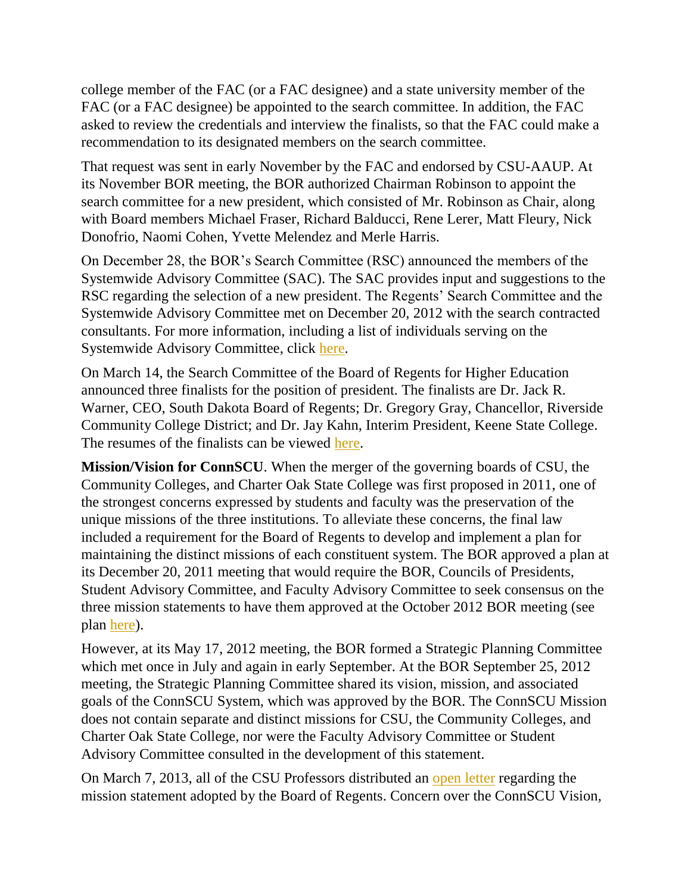college member of the FAC (or a FAC designee) and a state university member of the FAC (or a FAC designee) be appointed to the search committee. In addition, the FAC asked to review the credentials and interview the finalists, so that the FAC could make a recommendation to its designated members on the search committee.

That request was sent in early November by the FAC and endorsed by CSU-AAUP. At its November BOR meeting, the BOR authorized Chairman Robinson to appoint the search committee for a new president, which consisted of Mr. Robinson as Chair, along with Board members Michael Fraser, Richard Balducci, Rene Lerer, Matt Fleury, Nick Donofrio, Naomi Cohen, Yvette Melendez and Merle Harris.

On December 28, the BOR's Search Committee (RSC) announced the members of the Systemwide Advisory Committee (SAC). The SAC provides input and suggestions to the RSC regarding the selection of a new president. The Regents' Search Committee and the Systemwide Advisory Committee met on December 20, 2012 with the search contracted consultants. For more information, including a list of individuals serving on the Systemwide Advisory Committee, click here.

On March 14, the Search Committee of the Board of Regents for Higher Education announced three finalists for the position of president. The finalists are Dr. Jack R. Warner, CEO, South Dakota Board of Regents; Dr. Gregory Gray, Chancellor, Riverside Community College District; and Dr. Jay Kahn, Interim President, Keene State College. The resumes of the finalists can be viewed here.

**Mission/Vision for ConnSCU**. When the merger of the governing boards of CSU, the Community Colleges, and Charter Oak State College was first proposed in 2011, one of the strongest concerns expressed by students and faculty was the preservation of the unique missions of the three institutions. To alleviate these concerns, the final law included a requirement for the Board of Regents to develop and implement a plan for maintaining the distinct missions of each constituent system. The BOR approved a plan at its December 20, 2011 meeting that would require the BOR, Councils of Presidents, Student Advisory Committee, and Faculty Advisory Committee to seek consensus on the three mission statements to have them approved at the October 2012 BOR meeting (see plan here).

However, at its May 17, 2012 meeting, the BOR formed a Strategic Planning Committee which met once in July and again in early September. At the BOR September 25, 2012 meeting, the Strategic Planning Committee shared its vision, mission, and associated goals of the ConnSCU System, which was approved by the BOR. The ConnSCU Mission does not contain separate and distinct missions for CSU, the Community Colleges, and Charter Oak State College, nor were the Faculty Advisory Committee or Student Advisory Committee consulted in the development of this statement.

On March 7, 2013, all of the CSU Professors distributed an open letter regarding the mission statement adopted by the Board of Regents. Concern over the ConnSCU Vision,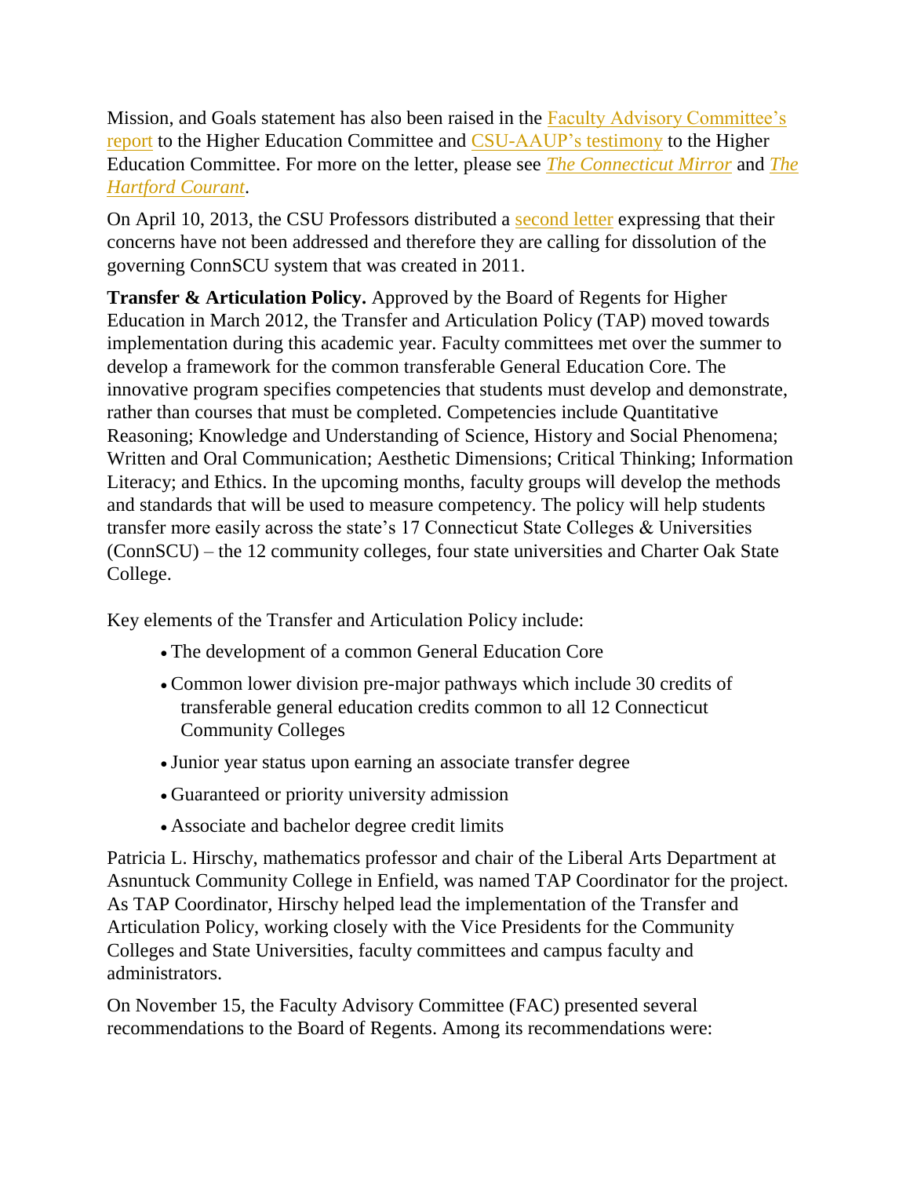Mission, and Goals statement has also been raised in the Faculty Advisory Committee's report to the Higher Education Committee and CSU-AAUP's testimony to the Higher Education Committee. For more on the letter, please see *The Connecticut Mirror* and *The Hartford Courant*.

On April 10, 2013, the CSU Professors distributed a second letter expressing that their concerns have not been addressed and therefore they are calling for dissolution of the governing ConnSCU system that was created in 2011.

**Transfer & Articulation Policy.** Approved by the Board of Regents for Higher Education in March 2012, the Transfer and Articulation Policy (TAP) moved towards implementation during this academic year. Faculty committees met over the summer to develop a framework for the common transferable General Education Core. The innovative program specifies competencies that students must develop and demonstrate, rather than courses that must be completed. Competencies include Quantitative Reasoning; Knowledge and Understanding of Science, History and Social Phenomena; Written and Oral Communication; Aesthetic Dimensions; Critical Thinking; Information Literacy; and Ethics. In the upcoming months, faculty groups will develop the methods and standards that will be used to measure competency. The policy will help students transfer more easily across the state's 17 Connecticut State Colleges & Universities (ConnSCU) – the 12 community colleges, four state universities and Charter Oak State College.

Key elements of the Transfer and Articulation Policy include:

- The development of a common General Education Core
- Common lower division pre-major pathways which include 30 credits of transferable general education credits common to all 12 Connecticut Community Colleges
- Junior year status upon earning an associate transfer degree
- Guaranteed or priority university admission
- Associate and bachelor degree credit limits

Patricia L. Hirschy, mathematics professor and chair of the Liberal Arts Department at Asnuntuck Community College in Enfield, was named TAP Coordinator for the project. As TAP Coordinator, Hirschy helped lead the implementation of the Transfer and Articulation Policy, working closely with the Vice Presidents for the Community Colleges and State Universities, faculty committees and campus faculty and administrators.

On November 15, the Faculty Advisory Committee (FAC) presented several recommendations to the Board of Regents. Among its recommendations were: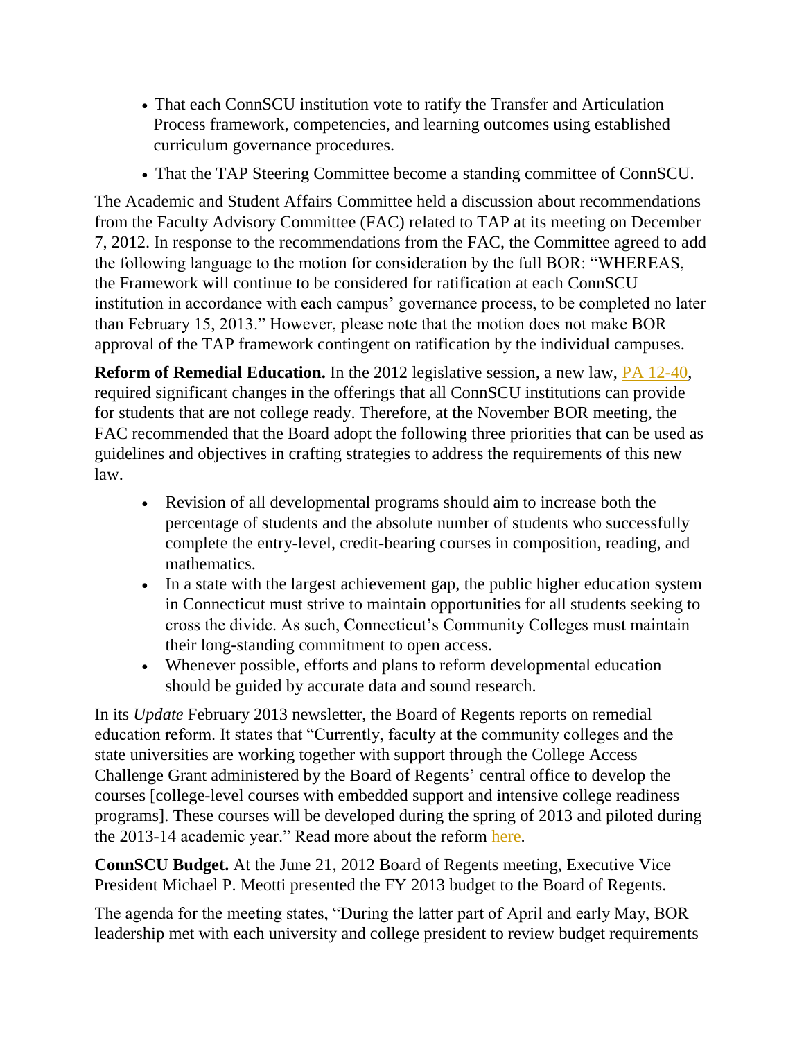- That each ConnSCU institution vote to ratify the Transfer and Articulation Process framework, competencies, and learning outcomes using established curriculum governance procedures.
- That the TAP Steering Committee become a standing committee of ConnSCU.

The Academic and Student Affairs Committee held a discussion about recommendations from the Faculty Advisory Committee (FAC) related to TAP at its meeting on December 7, 2012. In response to the recommendations from the FAC, the Committee agreed to add the following language to the motion for consideration by the full BOR: "WHEREAS, the Framework will continue to be considered for ratification at each ConnSCU institution in accordance with each campus' governance process, to be completed no later than February 15, 2013." However, please note that the motion does not make BOR approval of the TAP framework contingent on ratification by the individual campuses.

**Reform of Remedial Education.** In the 2012 legislative session, a new law, [PA 12-40](), required significant changes in the offerings that all ConnSCU institutions can provide for students that are not college ready. Therefore, at the November BOR meeting, the FAC recommended that the Board adopt the following three priorities that can be used as guidelines and objectives in crafting strategies to address the requirements of this new law.

- Revision of all developmental programs should aim to increase both the percentage of students and the absolute number of students who successfully complete the entry-level, credit-bearing courses in composition, reading, and mathematics.
- In a state with the largest achievement gap, the public higher education system in Connecticut must strive to maintain opportunities for all students seeking to cross the divide. As such, Connecticut's Community Colleges must maintain their long-standing commitment to open access.
- Whenever possible, efforts and plans to reform developmental education should be guided by accurate data and sound research.

In its *Update* February 2013 newsletter, the Board of Regents reports on remedial education reform. It states that "Currently, faculty at the community colleges and the state universities are working together with support through the College Access Challenge Grant administered by the Board of Regents' central office to develop the courses [college-level courses with embedded support and intensive college readiness programs]. These courses will be developed during the spring of 2013 and piloted during the 2013-14 academic year." Read more about the reform [here]().

**ConnSCU Budget.** At the June 21, 2012 Board of Regents meeting, Executive Vice President Michael P. Meotti presented the FY 2013 budget to the Board of Regents.

The agenda for the meeting states, "During the latter part of April and early May, BOR leadership met with each university and college president to review budget requirements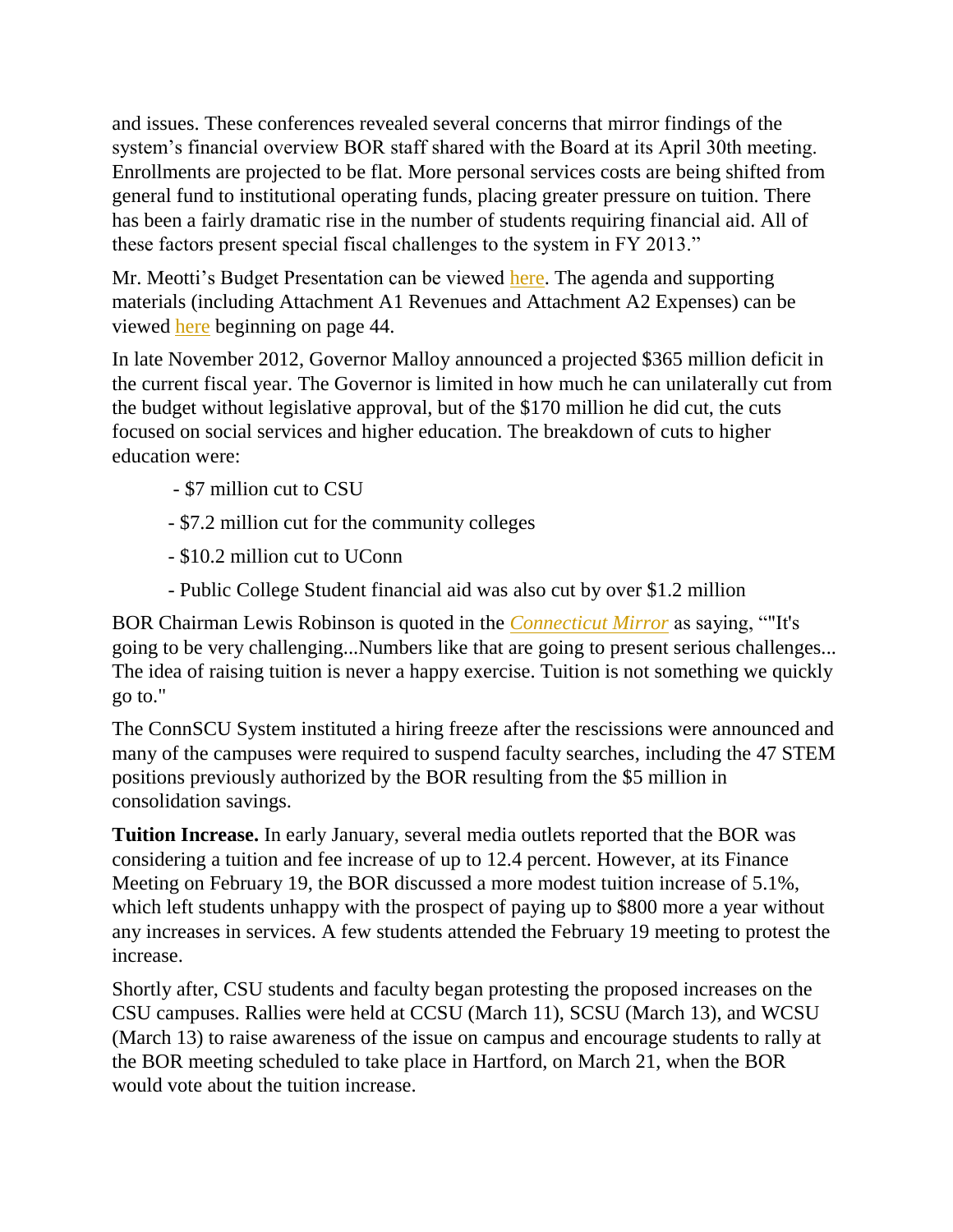and issues. These conferences revealed several concerns that mirror findings of the system's financial overview BOR staff shared with the Board at its April 30th meeting. Enrollments are projected to be flat. More personal services costs are being shifted from general fund to institutional operating funds, placing greater pressure on tuition. There has been a fairly dramatic rise in the number of students requiring financial aid. All of these factors present special fiscal challenges to the system in FY 2013."

Mr. Meotti's Budget Presentation can be viewed here. The agenda and supporting materials (including Attachment A1 Revenues and Attachment A2 Expenses) can be viewed here beginning on page 44.

In late November 2012, Governor Malloy announced a projected $365 million deficit in the current fiscal year. The Governor is limited in how much he can unilaterally cut from the budget without legislative approval, but of the $170 million he did cut, the cuts focused on social services and higher education. The breakdown of cuts to higher education were:

- $7 million cut to CSU
- $7.2 million cut for the community colleges
- $10.2 million cut to UConn
- Public College Student financial aid was also cut by over $1.2 million

BOR Chairman Lewis Robinson is quoted in the *Connecticut Mirror* as saying, ""It's going to be very challenging...Numbers like that are going to present serious challenges... The idea of raising tuition is never a happy exercise. Tuition is not something we quickly go to."

The ConnSCU System instituted a hiring freeze after the rescissions were announced and many of the campuses were required to suspend faculty searches, including the 47 STEM positions previously authorized by the BOR resulting from the $5 million in consolidation savings.

**Tuition Increase.** In early January, several media outlets reported that the BOR was considering a tuition and fee increase of up to 12.4 percent. However, at its Finance Meeting on February 19, the BOR discussed a more modest tuition increase of 5.1%, which left students unhappy with the prospect of paying up to $800 more a year without any increases in services. A few students attended the February 19 meeting to protest the increase.

Shortly after, CSU students and faculty began protesting the proposed increases on the CSU campuses. Rallies were held at CCSU (March 11), SCSU (March 13), and WCSU (March 13) to raise awareness of the issue on campus and encourage students to rally at the BOR meeting scheduled to take place in Hartford, on March 21, when the BOR would vote about the tuition increase.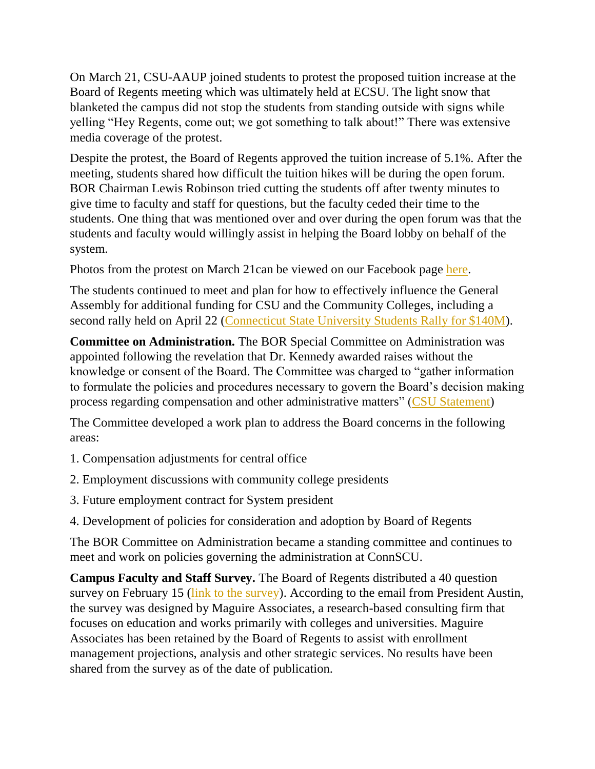On March 21, CSU-AAUP joined students to protest the proposed tuition increase at the Board of Regents meeting which was ultimately held at ECSU. The light snow that blanketed the campus did not stop the students from standing outside with signs while yelling "Hey Regents, come out; we got something to talk about!" There was extensive media coverage of the protest.

Despite the protest, the Board of Regents approved the tuition increase of 5.1%. After the meeting, students shared how difficult the tuition hikes will be during the open forum. BOR Chairman Lewis Robinson tried cutting the students off after twenty minutes to give time to faculty and staff for questions, but the faculty ceded their time to the students. One thing that was mentioned over and over during the open forum was that the students and faculty would willingly assist in helping the Board lobby on behalf of the system.

Photos from the protest on March 21can be viewed on our Facebook page here.

The students continued to meet and plan for how to effectively influence the General Assembly for additional funding for CSU and the Community Colleges, including a second rally held on April 22 (Connecticut State University Students Rally for $140M).

**Committee on Administration.** The BOR Special Committee on Administration was appointed following the revelation that Dr. Kennedy awarded raises without the knowledge or consent of the Board. The Committee was charged to "gather information to formulate the policies and procedures necessary to govern the Board's decision making process regarding compensation and other administrative matters" (CSU Statement)

The Committee developed a work plan to address the Board concerns in the following areas:

1. Compensation adjustments for central office
2. Employment discussions with community college presidents
3. Future employment contract for System president
4. Development of policies for consideration and adoption by Board of Regents

The BOR Committee on Administration became a standing committee and continues to meet and work on policies governing the administration at ConnSCU.

**Campus Faculty and Staff Survey.** The Board of Regents distributed a 40 question survey on February 15 (link to the survey). According to the email from President Austin, the survey was designed by Maguire Associates, a research-based consulting firm that focuses on education and works primarily with colleges and universities. Maguire Associates has been retained by the Board of Regents to assist with enrollment management projections, analysis and other strategic services. No results have been shared from the survey as of the date of publication.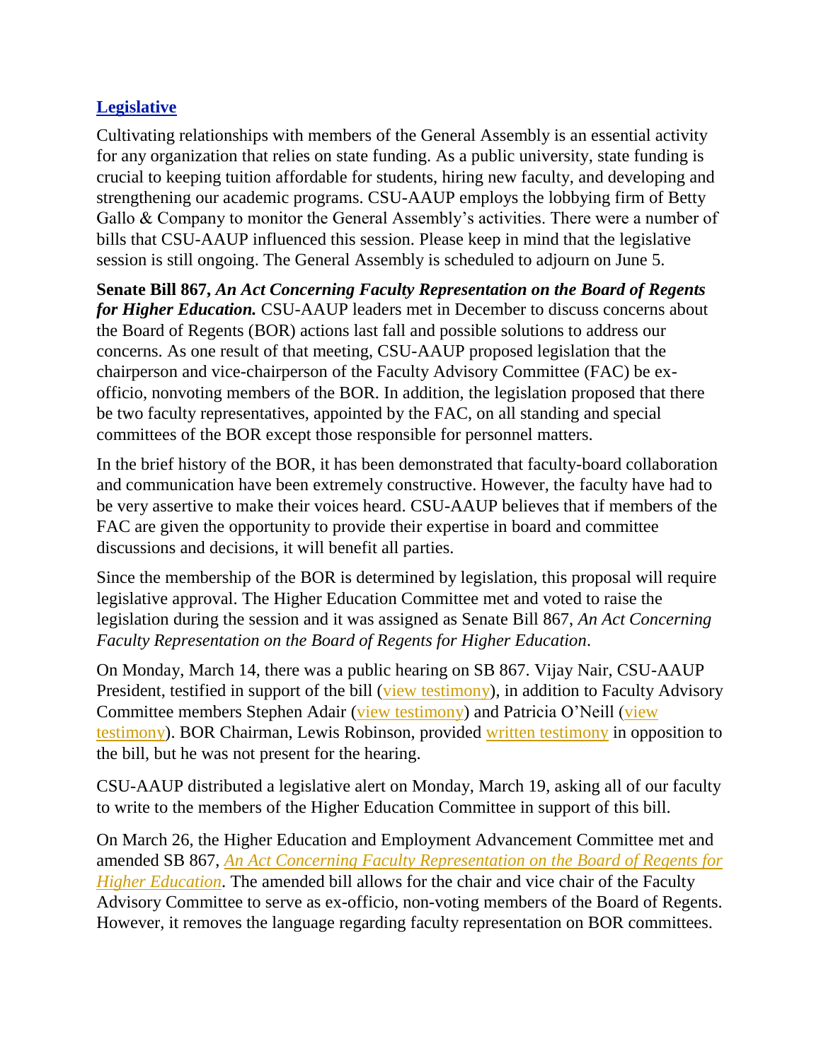## Legislative

Cultivating relationships with members of the General Assembly is an essential activity for any organization that relies on state funding. As a public university, state funding is crucial to keeping tuition affordable for students, hiring new faculty, and developing and strengthening our academic programs. CSU-AAUP employs the lobbying firm of Betty Gallo & Company to monitor the General Assembly's activities. There were a number of bills that CSU-AAUP influenced this session. Please keep in mind that the legislative session is still ongoing. The General Assembly is scheduled to adjourn on June 5.

**Senate Bill 867, *An Act Concerning Faculty Representation on the Board of Regents for Higher Education.*** CSU-AAUP leaders met in December to discuss concerns about the Board of Regents (BOR) actions last fall and possible solutions to address our concerns. As one result of that meeting, CSU-AAUP proposed legislation that the chairperson and vice-chairperson of the Faculty Advisory Committee (FAC) be ex-officio, nonvoting members of the BOR. In addition, the legislation proposed that there be two faculty representatives, appointed by the FAC, on all standing and special committees of the BOR except those responsible for personnel matters.

In the brief history of the BOR, it has been demonstrated that faculty-board collaboration and communication have been extremely constructive. However, the faculty have had to be very assertive to make their voices heard. CSU-AAUP believes that if members of the FAC are given the opportunity to provide their expertise in board and committee discussions and decisions, it will benefit all parties.

Since the membership of the BOR is determined by legislation, this proposal will require legislative approval. The Higher Education Committee met and voted to raise the legislation during the session and it was assigned as Senate Bill 867, *An Act Concerning Faculty Representation on the Board of Regents for Higher Education*.

On Monday, March 14, there was a public hearing on SB 867. Vijay Nair, CSU-AAUP President, testified in support of the bill (view testimony), in addition to Faculty Advisory Committee members Stephen Adair (view testimony) and Patricia O'Neill (view testimony). BOR Chairman, Lewis Robinson, provided written testimony in opposition to the bill, but he was not present for the hearing.

CSU-AAUP distributed a legislative alert on Monday, March 19, asking all of our faculty to write to the members of the Higher Education Committee in support of this bill.

On March 26, the Higher Education and Employment Advancement Committee met and amended SB 867, *An Act Concerning Faculty Representation on the Board of Regents for Higher Education*. The amended bill allows for the chair and vice chair of the Faculty Advisory Committee to serve as ex-officio, non-voting members of the Board of Regents. However, it removes the language regarding faculty representation on BOR committees.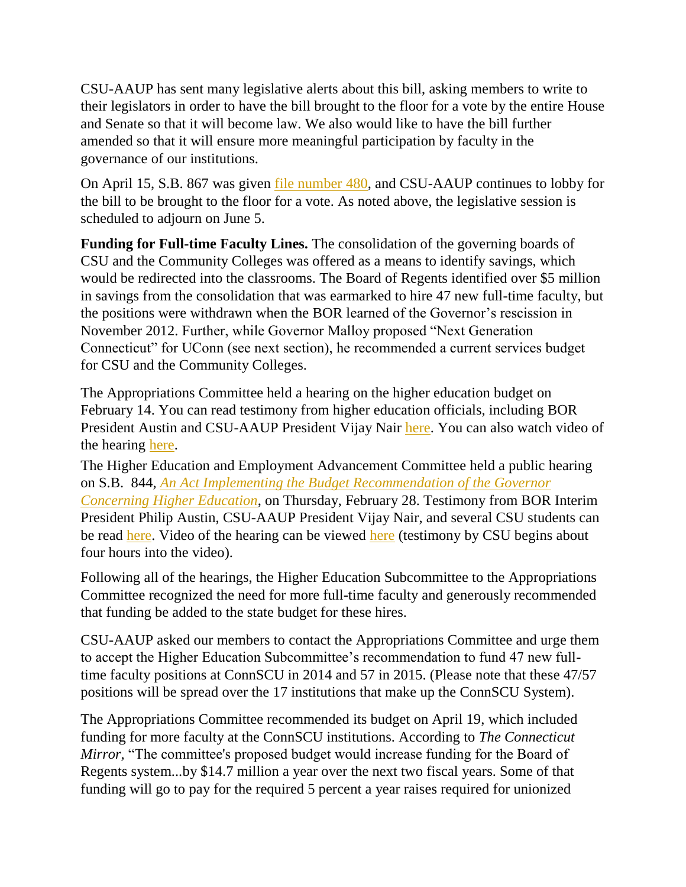CSU-AAUP has sent many legislative alerts about this bill, asking members to write to their legislators in order to have the bill brought to the floor for a vote by the entire House and Senate so that it will become law. We also would like to have the bill further amended so that it will ensure more meaningful participation by faculty in the governance of our institutions.

On April 15, S.B. 867 was given file number 480, and CSU-AAUP continues to lobby for the bill to be brought to the floor for a vote. As noted above, the legislative session is scheduled to adjourn on June 5.

**Funding for Full-time Faculty Lines.** The consolidation of the governing boards of CSU and the Community Colleges was offered as a means to identify savings, which would be redirected into the classrooms. The Board of Regents identified over $5 million in savings from the consolidation that was earmarked to hire 47 new full-time faculty, but the positions were withdrawn when the BOR learned of the Governor's rescission in November 2012. Further, while Governor Malloy proposed "Next Generation Connecticut" for UConn (see next section), he recommended a current services budget for CSU and the Community Colleges.

The Appropriations Committee held a hearing on the higher education budget on February 14. You can read testimony from higher education officials, including BOR President Austin and CSU-AAUP President Vijay Nair here. You can also watch video of the hearing here.

The Higher Education and Employment Advancement Committee held a public hearing on S.B. 844, *An Act Implementing the Budget Recommendation of the Governor Concerning Higher Education*, on Thursday, February 28. Testimony from BOR Interim President Philip Austin, CSU-AAUP President Vijay Nair, and several CSU students can be read here. Video of the hearing can be viewed here (testimony by CSU begins about four hours into the video).

Following all of the hearings, the Higher Education Subcommittee to the Appropriations Committee recognized the need for more full-time faculty and generously recommended that funding be added to the state budget for these hires.

CSU-AAUP asked our members to contact the Appropriations Committee and urge them to accept the Higher Education Subcommittee's recommendation to fund 47 new full-time faculty positions at ConnSCU in 2014 and 57 in 2015. (Please note that these 47/57 positions will be spread over the 17 institutions that make up the ConnSCU System).

The Appropriations Committee recommended its budget on April 19, which included funding for more faculty at the ConnSCU institutions. According to *The Connecticut Mirror*, "The committee's proposed budget would increase funding for the Board of Regents system...by $14.7 million a year over the next two fiscal years. Some of that funding will go to pay for the required 5 percent a year raises required for unionized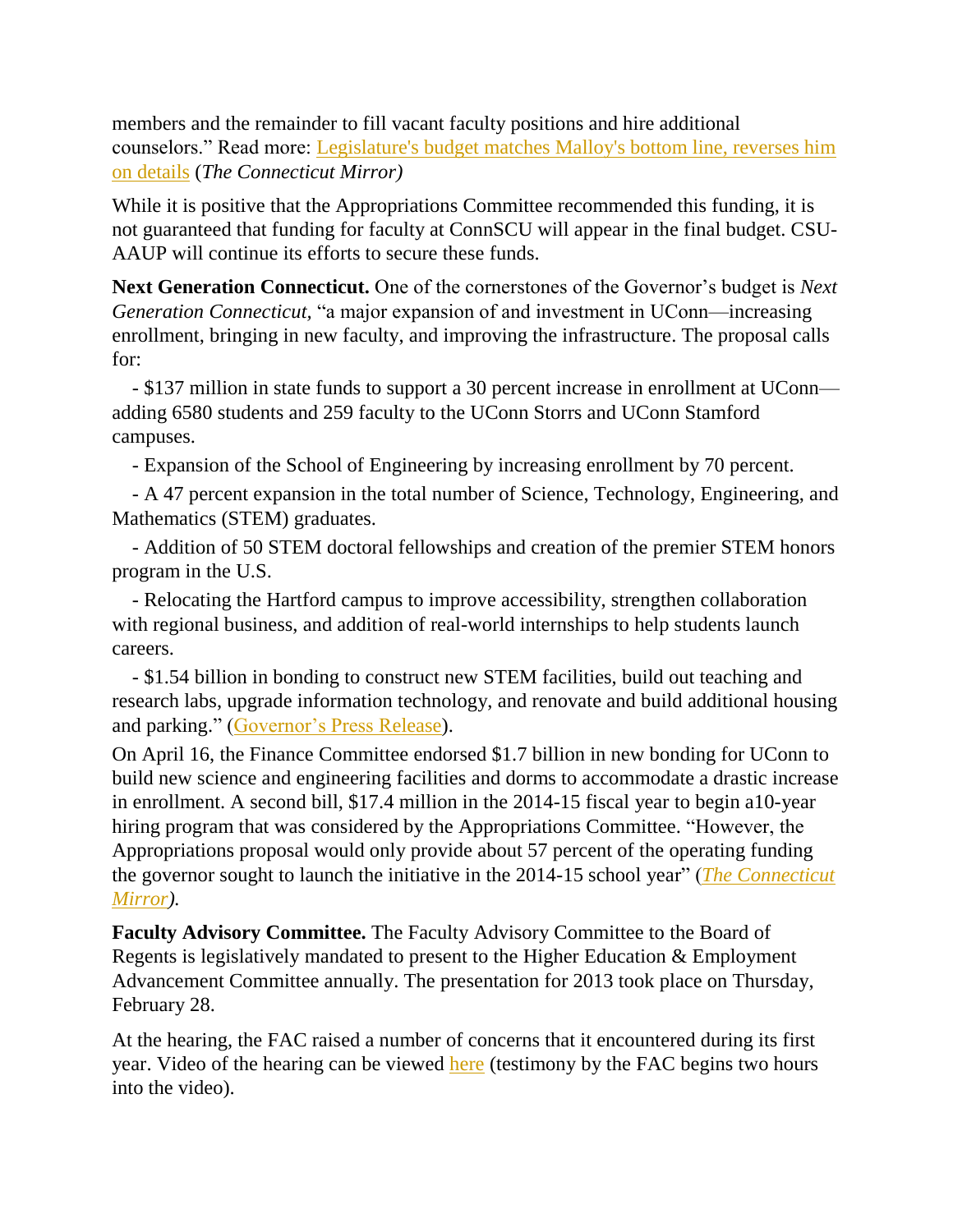members and the remainder to fill vacant faculty positions and hire additional counselors." Read more: [Legislature's budget matches Malloy's bottom line, reverses him on details](#) (*The Connecticut Mirror)*

While it is positive that the Appropriations Committee recommended this funding, it is not guaranteed that funding for faculty at ConnSCU will appear in the final budget. CSU-AAUP will continue its efforts to secure these funds.

**Next Generation Connecticut.** One of the cornerstones of the Governor's budget is *Next Generation Connecticut,* "a major expansion of and investment in UConn—increasing enrollment, bringing in new faculty, and improving the infrastructure. The proposal calls for:

- $137 million in state funds to support a 30 percent increase in enrollment at UConn—adding 6580 students and 259 faculty to the UConn Storrs and UConn Stamford campuses.
- Expansion of the School of Engineering by increasing enrollment by 70 percent.
- A 47 percent expansion in the total number of Science, Technology, Engineering, and Mathematics (STEM) graduates.
- Addition of 50 STEM doctoral fellowships and creation of the premier STEM honors program in the U.S.
- Relocating the Hartford campus to improve accessibility, strengthen collaboration with regional business, and addition of real-world internships to help students launch careers.
- $1.54 billion in bonding to construct new STEM facilities, build out teaching and research labs, upgrade information technology, and renovate and build additional housing and parking." ([Governor's Press Release](#)).

On April 16, the Finance Committee endorsed $1.7 billion in new bonding for UConn to build new science and engineering facilities and dorms to accommodate a drastic increase in enrollment. A second bill, $17.4 million in the 2014-15 fiscal year to begin a10-year hiring program that was considered by the Appropriations Committee. "However, the Appropriations proposal would only provide about 57 percent of the operating funding the governor sought to launch the initiative in the 2014-15 school year" (*[The Connecticut Mirror](#))*.

**Faculty Advisory Committee.** The Faculty Advisory Committee to the Board of Regents is legislatively mandated to present to the Higher Education & Employment Advancement Committee annually. The presentation for 2013 took place on Thursday, February 28.

At the hearing, the FAC raised a number of concerns that it encountered during its first year. Video of the hearing can be viewed [here](#) (testimony by the FAC begins two hours into the video).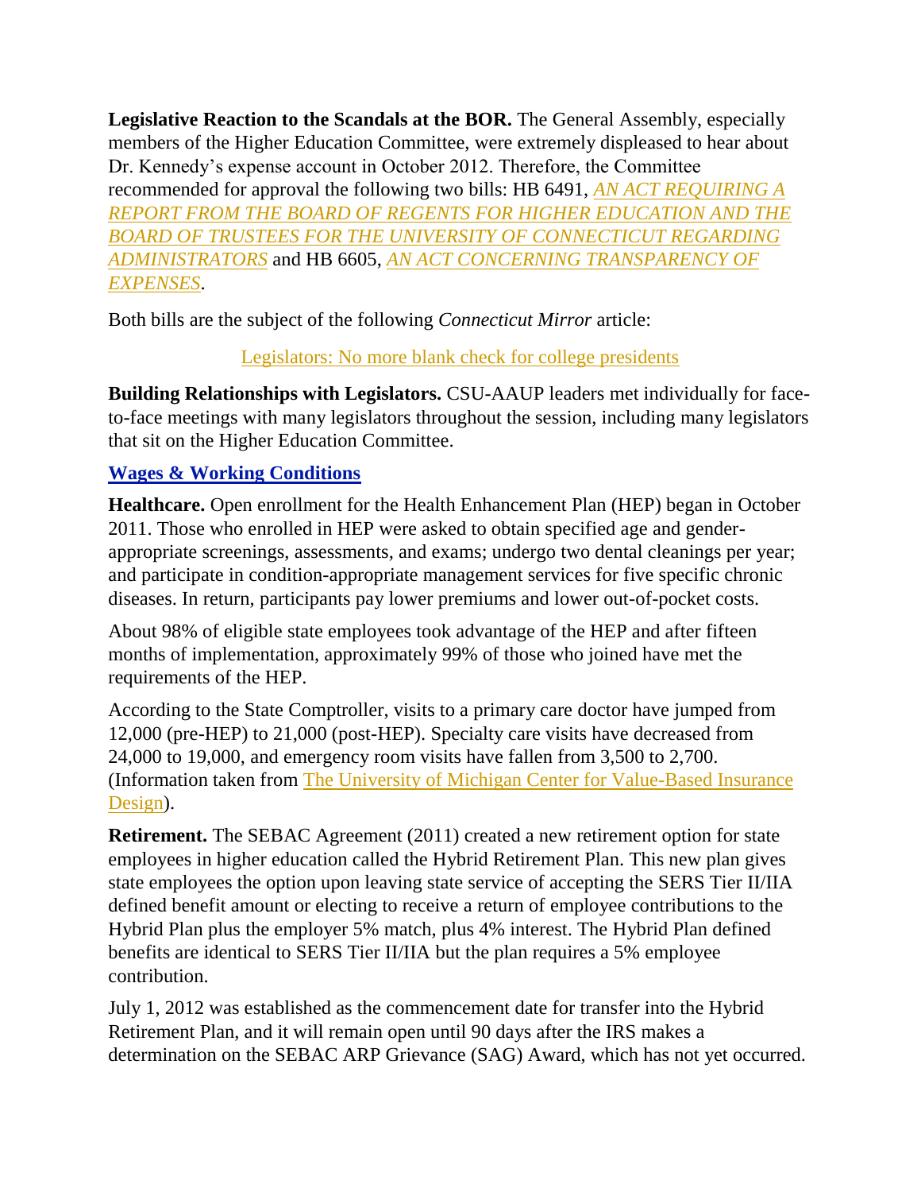**Legislative Reaction to the Scandals at the BOR.** The General Assembly, especially members of the Higher Education Committee, were extremely displeased to hear about Dr. Kennedy's expense account in October 2012. Therefore, the Committee recommended for approval the following two bills: HB 6491, *AN ACT REQUIRING A REPORT FROM THE BOARD OF REGENTS FOR HIGHER EDUCATION AND THE BOARD OF TRUSTEES FOR THE UNIVERSITY OF CONNECTICUT REGARDING ADMINISTRATORS* and HB 6605, *AN ACT CONCERNING TRANSPARENCY OF EXPENSES*.

Both bills are the subject of the following *Connecticut Mirror* article:

Legislators: No more blank check for college presidents

**Building Relationships with Legislators.** CSU-AAUP leaders met individually for face-to-face meetings with many legislators throughout the session, including many legislators that sit on the Higher Education Committee.

## Wages & Working Conditions

**Healthcare.** Open enrollment for the Health Enhancement Plan (HEP) began in October 2011. Those who enrolled in HEP were asked to obtain specified age and gender-appropriate screenings, assessments, and exams; undergo two dental cleanings per year; and participate in condition-appropriate management services for five specific chronic diseases. In return, participants pay lower premiums and lower out-of-pocket costs.

About 98% of eligible state employees took advantage of the HEP and after fifteen months of implementation, approximately 99% of those who joined have met the requirements of the HEP.

According to the State Comptroller, visits to a primary care doctor have jumped from 12,000 (pre-HEP) to 21,000 (post-HEP). Specialty care visits have decreased from 24,000 to 19,000, and emergency room visits have fallen from 3,500 to 2,700. (Information taken from The University of Michigan Center for Value-Based Insurance Design).

**Retirement.** The SEBAC Agreement (2011) created a new retirement option for state employees in higher education called the Hybrid Retirement Plan. This new plan gives state employees the option upon leaving state service of accepting the SERS Tier II/IIA defined benefit amount or electing to receive a return of employee contributions to the Hybrid Plan plus the employer 5% match, plus 4% interest. The Hybrid Plan defined benefits are identical to SERS Tier II/IIA but the plan requires a 5% employee contribution.

July 1, 2012 was established as the commencement date for transfer into the Hybrid Retirement Plan, and it will remain open until 90 days after the IRS makes a determination on the SEBAC ARP Grievance (SAG) Award, which has not yet occurred.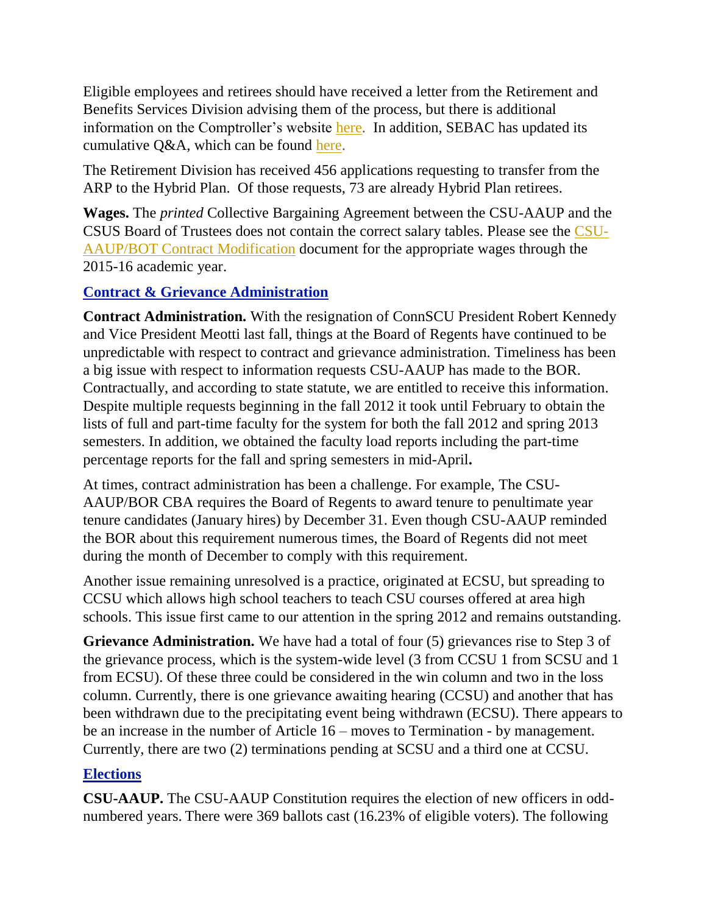Eligible employees and retirees should have received a letter from the Retirement and Benefits Services Division advising them of the process, but there is additional information on the Comptroller's website here. In addition, SEBAC has updated its cumulative Q&A, which can be found here.

The Retirement Division has received 456 applications requesting to transfer from the ARP to the Hybrid Plan. Of those requests, 73 are already Hybrid Plan retirees.

**Wages.** The *printed* Collective Bargaining Agreement between the CSU-AAUP and the CSUS Board of Trustees does not contain the correct salary tables. Please see the CSU-AAUP/BOT Contract Modification document for the appropriate wages through the 2015-16 academic year.

## Contract & Grievance Administration

**Contract Administration.** With the resignation of ConnSCU President Robert Kennedy and Vice President Meotti last fall, things at the Board of Regents have continued to be unpredictable with respect to contract and grievance administration. Timeliness has been a big issue with respect to information requests CSU-AAUP has made to the BOR. Contractually, and according to state statute, we are entitled to receive this information. Despite multiple requests beginning in the fall 2012 it took until February to obtain the lists of full and part-time faculty for the system for both the fall 2012 and spring 2013 semesters. In addition, we obtained the faculty load reports including the part-time percentage reports for the fall and spring semesters in mid-April**.**

At times, contract administration has been a challenge. For example, The CSU-AAUP/BOR CBA requires the Board of Regents to award tenure to penultimate year tenure candidates (January hires) by December 31. Even though CSU-AAUP reminded the BOR about this requirement numerous times, the Board of Regents did not meet during the month of December to comply with this requirement.

Another issue remaining unresolved is a practice, originated at ECSU, but spreading to CCSU which allows high school teachers to teach CSU courses offered at area high schools. This issue first came to our attention in the spring 2012 and remains outstanding.

**Grievance Administration.** We have had a total of four (5) grievances rise to Step 3 of the grievance process, which is the system-wide level (3 from CCSU 1 from SCSU and 1 from ECSU). Of these three could be considered in the win column and two in the loss column. Currently, there is one grievance awaiting hearing (CCSU) and another that has been withdrawn due to the precipitating event being withdrawn (ECSU). There appears to be an increase in the number of Article 16 – moves to Termination - by management. Currently, there are two (2) terminations pending at SCSU and a third one at CCSU.

## Elections

**CSU-AAUP.** The CSU-AAUP Constitution requires the election of new officers in odd-numbered years. There were 369 ballots cast (16.23% of eligible voters). The following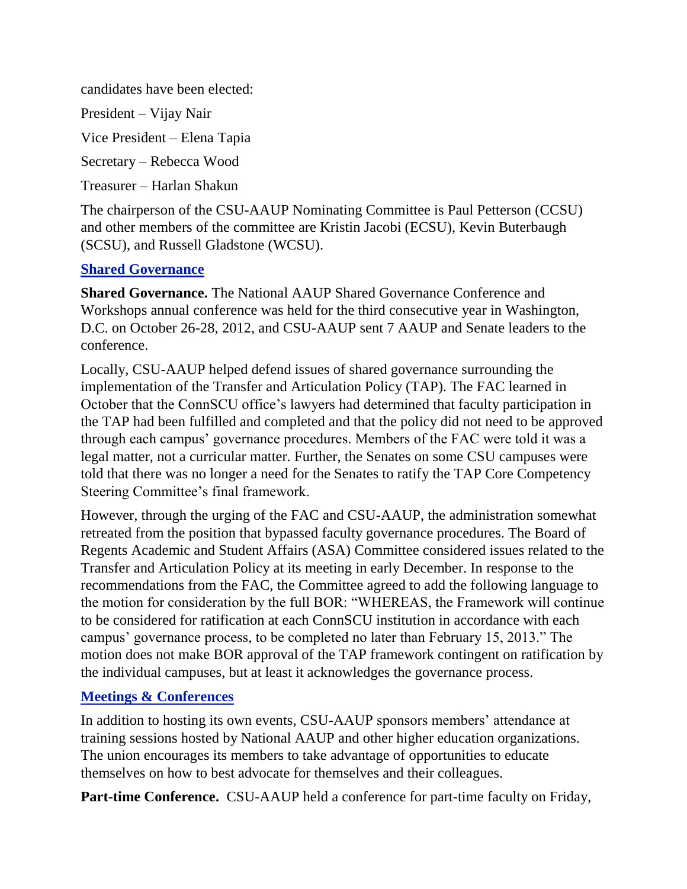candidates have been elected:

President – Vijay Nair

Vice President – Elena Tapia

Secretary – Rebecca Wood

Treasurer – Harlan Shakun

The chairperson of the CSU-AAUP Nominating Committee is Paul Petterson (CCSU) and other members of the committee are Kristin Jacobi (ECSU), Kevin Buterbaugh (SCSU), and Russell Gladstone (WCSU).

## Shared Governance

**Shared Governance.** The National AAUP Shared Governance Conference and Workshops annual conference was held for the third consecutive year in Washington, D.C. on October 26-28, 2012, and CSU-AAUP sent 7 AAUP and Senate leaders to the conference.

Locally, CSU-AAUP helped defend issues of shared governance surrounding the implementation of the Transfer and Articulation Policy (TAP). The FAC learned in October that the ConnSCU office's lawyers had determined that faculty participation in the TAP had been fulfilled and completed and that the policy did not need to be approved through each campus' governance procedures. Members of the FAC were told it was a legal matter, not a curricular matter. Further, the Senates on some CSU campuses were told that there was no longer a need for the Senates to ratify the TAP Core Competency Steering Committee's final framework.

However, through the urging of the FAC and CSU-AAUP, the administration somewhat retreated from the position that bypassed faculty governance procedures. The Board of Regents Academic and Student Affairs (ASA) Committee considered issues related to the Transfer and Articulation Policy at its meeting in early December. In response to the recommendations from the FAC, the Committee agreed to add the following language to the motion for consideration by the full BOR: "WHEREAS, the Framework will continue to be considered for ratification at each ConnSCU institution in accordance with each campus' governance process, to be completed no later than February 15, 2013." The motion does not make BOR approval of the TAP framework contingent on ratification by the individual campuses, but at least it acknowledges the governance process.

## Meetings & Conferences

In addition to hosting its own events, CSU-AAUP sponsors members' attendance at training sessions hosted by National AAUP and other higher education organizations. The union encourages its members to take advantage of opportunities to educate themselves on how to best advocate for themselves and their colleagues.

**Part-time Conference.** CSU-AAUP held a conference for part-time faculty on Friday,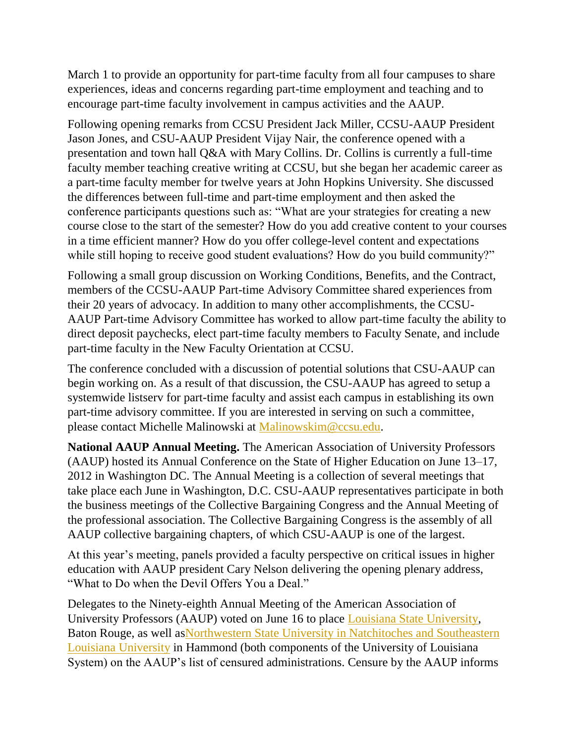March 1 to provide an opportunity for part-time faculty from all four campuses to share experiences, ideas and concerns regarding part-time employment and teaching and to encourage part-time faculty involvement in campus activities and the AAUP.

Following opening remarks from CCSU President Jack Miller, CCSU-AAUP President Jason Jones, and CSU-AAUP President Vijay Nair, the conference opened with a presentation and town hall Q&A with Mary Collins. Dr. Collins is currently a full-time faculty member teaching creative writing at CCSU, but she began her academic career as a part-time faculty member for twelve years at John Hopkins University. She discussed the differences between full-time and part-time employment and then asked the conference participants questions such as: "What are your strategies for creating a new course close to the start of the semester? How do you add creative content to your courses in a time efficient manner? How do you offer college-level content and expectations while still hoping to receive good student evaluations? How do you build community?"

Following a small group discussion on Working Conditions, Benefits, and the Contract, members of the CCSU-AAUP Part-time Advisory Committee shared experiences from their 20 years of advocacy. In addition to many other accomplishments, the CCSU-AAUP Part-time Advisory Committee has worked to allow part-time faculty the ability to direct deposit paychecks, elect part-time faculty members to Faculty Senate, and include part-time faculty in the New Faculty Orientation at CCSU.

The conference concluded with a discussion of potential solutions that CSU-AAUP can begin working on. As a result of that discussion, the CSU-AAUP has agreed to setup a systemwide listserv for part-time faculty and assist each campus in establishing its own part-time advisory committee. If you are interested in serving on such a committee, please contact Michelle Malinowski at Malinowskim@ccsu.edu.

**National AAUP Annual Meeting.** The American Association of University Professors (AAUP) hosted its Annual Conference on the State of Higher Education on June 13–17, 2012 in Washington DC. The Annual Meeting is a collection of several meetings that take place each June in Washington, D.C. CSU-AAUP representatives participate in both the business meetings of the Collective Bargaining Congress and the Annual Meeting of the professional association. The Collective Bargaining Congress is the assembly of all AAUP collective bargaining chapters, of which CSU-AAUP is one of the largest.

At this year's meeting, panels provided a faculty perspective on critical issues in higher education with AAUP president Cary Nelson delivering the opening plenary address, "What to Do when the Devil Offers You a Deal."

Delegates to the Ninety-eighth Annual Meeting of the American Association of University Professors (AAUP) voted on June 16 to place Louisiana State University, Baton Rouge, as well asNorthwestern State University in Natchitoches and Southeastern Louisiana University in Hammond (both components of the University of Louisiana System) on the AAUP's list of censured administrations. Censure by the AAUP informs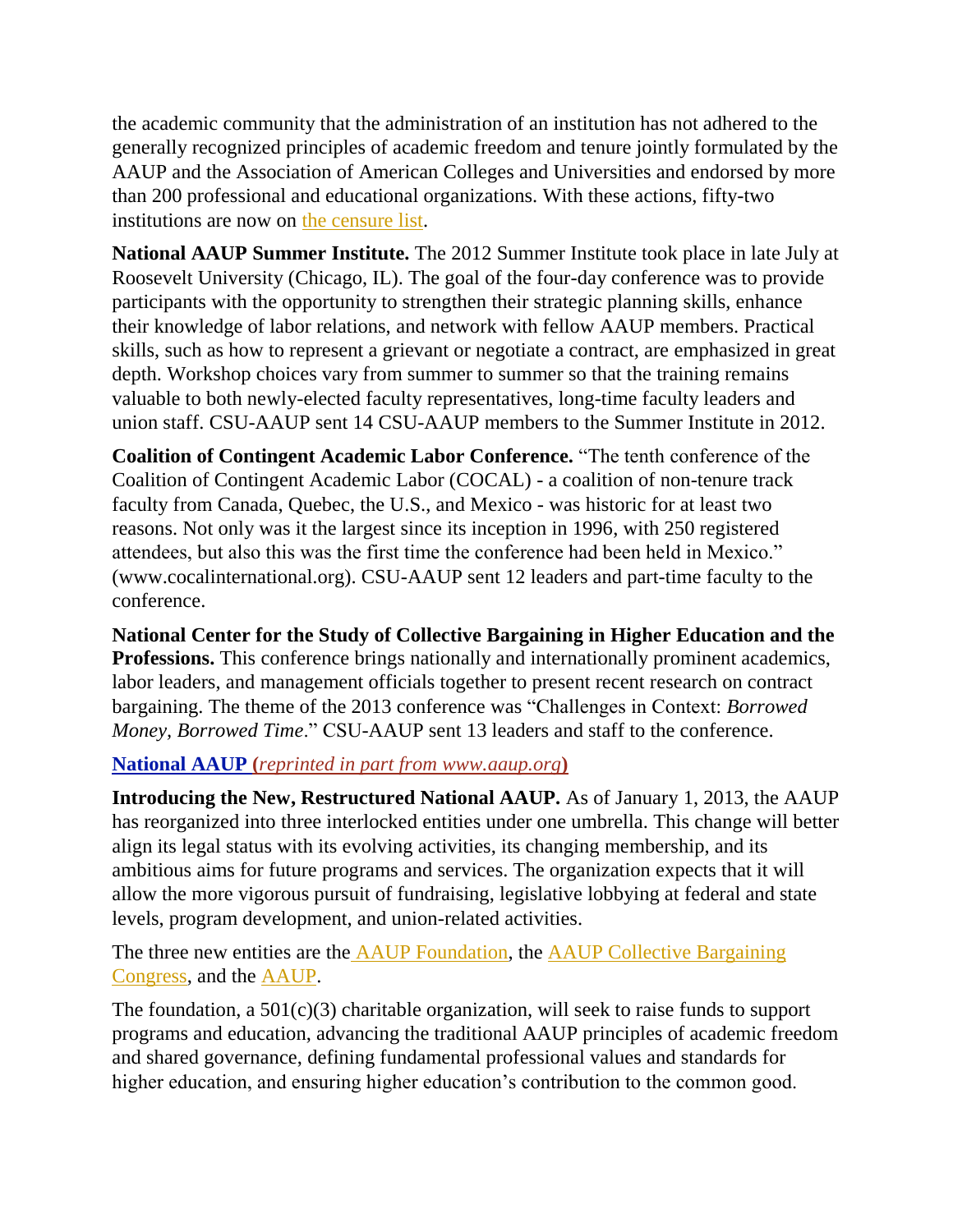the academic community that the administration of an institution has not adhered to the generally recognized principles of academic freedom and tenure jointly formulated by the AAUP and the Association of American Colleges and Universities and endorsed by more than 200 professional and educational organizations. With these actions, fifty-two institutions are now on the censure list.

**National AAUP Summer Institute.** The 2012 Summer Institute took place in late July at Roosevelt University (Chicago, IL). The goal of the four-day conference was to provide participants with the opportunity to strengthen their strategic planning skills, enhance their knowledge of labor relations, and network with fellow AAUP members. Practical skills, such as how to represent a grievant or negotiate a contract, are emphasized in great depth. Workshop choices vary from summer to summer so that the training remains valuable to both newly-elected faculty representatives, long-time faculty leaders and union staff. CSU-AAUP sent 14 CSU-AAUP members to the Summer Institute in 2012.

**Coalition of Contingent Academic Labor Conference.** "The tenth conference of the Coalition of Contingent Academic Labor (COCAL) - a coalition of non-tenure track faculty from Canada, Quebec, the U.S., and Mexico - was historic for at least two reasons. Not only was it the largest since its inception in 1996, with 250 registered attendees, but also this was the first time the conference had been held in Mexico." (www.cocalinternational.org). CSU-AAUP sent 12 leaders and part-time faculty to the conference.

**National Center for the Study of Collective Bargaining in Higher Education and the Professions.** This conference brings nationally and internationally prominent academics, labor leaders, and management officials together to present recent research on contract bargaining. The theme of the 2013 conference was "Challenges in Context: *Borrowed Money, Borrowed Time*." CSU-AAUP sent 13 leaders and staff to the conference.

**National AAUP (*reprinted in part from www.aaup.org*)**

**Introducing the New, Restructured National AAUP.** As of January 1, 2013, the AAUP has reorganized into three interlocked entities under one umbrella. This change will better align its legal status with its evolving activities, its changing membership, and its ambitious aims for future programs and services. The organization expects that it will allow the more vigorous pursuit of fundraising, legislative lobbying at federal and state levels, program development, and union-related activities.

The three new entities are the AAUP Foundation, the AAUP Collective Bargaining Congress, and the AAUP.

The foundation, a 501(c)(3) charitable organization, will seek to raise funds to support programs and education, advancing the traditional AAUP principles of academic freedom and shared governance, defining fundamental professional values and standards for higher education, and ensuring higher education's contribution to the common good.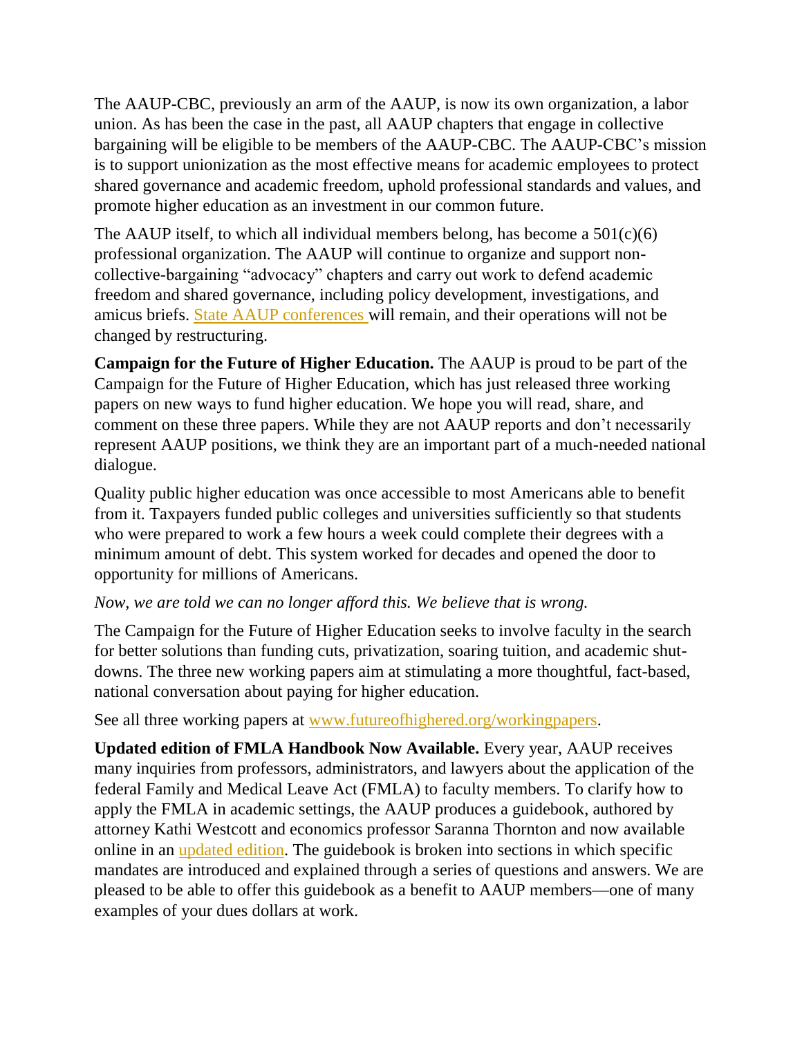The AAUP-CBC, previously an arm of the AAUP, is now its own organization, a labor union. As has been the case in the past, all AAUP chapters that engage in collective bargaining will be eligible to be members of the AAUP-CBC. The AAUP-CBC's mission is to support unionization as the most effective means for academic employees to protect shared governance and academic freedom, uphold professional standards and values, and promote higher education as an investment in our common future.

The AAUP itself, to which all individual members belong, has become a 501(c)(6) professional organization. The AAUP will continue to organize and support non-collective-bargaining "advocacy" chapters and carry out work to defend academic freedom and shared governance, including policy development, investigations, and amicus briefs. State AAUP conferences will remain, and their operations will not be changed by restructuring.

**Campaign for the Future of Higher Education.** The AAUP is proud to be part of the Campaign for the Future of Higher Education, which has just released three working papers on new ways to fund higher education. We hope you will read, share, and comment on these three papers. While they are not AAUP reports and don't necessarily represent AAUP positions, we think they are an important part of a much-needed national dialogue.

Quality public higher education was once accessible to most Americans able to benefit from it. Taxpayers funded public colleges and universities sufficiently so that students who were prepared to work a few hours a week could complete their degrees with a minimum amount of debt. This system worked for decades and opened the door to opportunity for millions of Americans.

*Now, we are told we can no longer afford this. We believe that is wrong.*

The Campaign for the Future of Higher Education seeks to involve faculty in the search for better solutions than funding cuts, privatization, soaring tuition, and academic shut-downs. The three new working papers aim at stimulating a more thoughtful, fact-based, national conversation about paying for higher education.

See all three working papers at www.futureofhighered.org/workingpapers.

**Updated edition of FMLA Handbook Now Available.** Every year, AAUP receives many inquiries from professors, administrators, and lawyers about the application of the federal Family and Medical Leave Act (FMLA) to faculty members. To clarify how to apply the FMLA in academic settings, the AAUP produces a guidebook, authored by attorney Kathi Westcott and economics professor Saranna Thornton and now available online in an updated edition. The guidebook is broken into sections in which specific mandates are introduced and explained through a series of questions and answers. We are pleased to be able to offer this guidebook as a benefit to AAUP members—one of many examples of your dues dollars at work.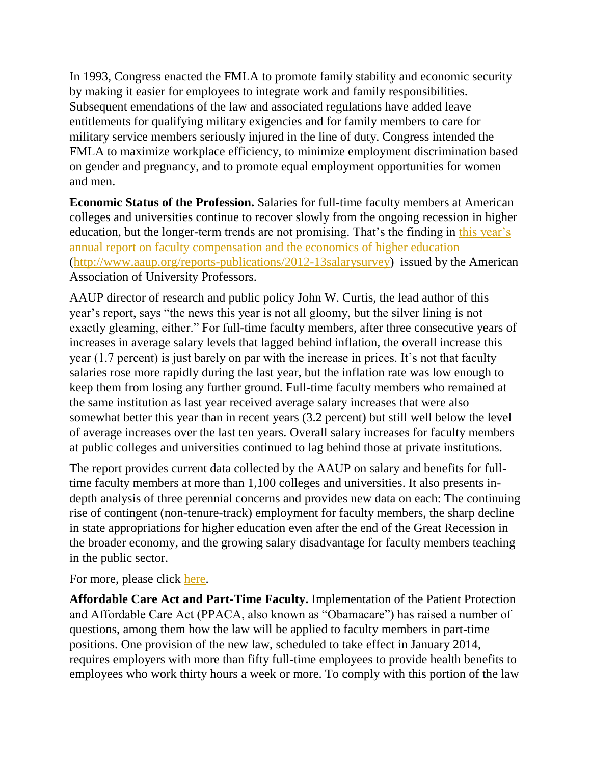In 1993, Congress enacted the FMLA to promote family stability and economic security by making it easier for employees to integrate work and family responsibilities. Subsequent emendations of the law and associated regulations have added leave entitlements for qualifying military exigencies and for family members to care for military service members seriously injured in the line of duty. Congress intended the FMLA to maximize workplace efficiency, to minimize employment discrimination based on gender and pregnancy, and to promote equal employment opportunities for women and men.

**Economic Status of the Profession.** Salaries for full-time faculty members at American colleges and universities continue to recover slowly from the ongoing recession in higher education, but the longer-term trends are not promising. That's the finding in [this year's annual report on faculty compensation and the economics of higher education](http://www.aaup.org/reports-publications/2012-13salarysurvey) (http://www.aaup.org/reports-publications/2012-13salarysurvey) issued by the American Association of University Professors.

AAUP director of research and public policy John W. Curtis, the lead author of this year's report, says "the news this year is not all gloomy, but the silver lining is not exactly gleaming, either." For full-time faculty members, after three consecutive years of increases in average salary levels that lagged behind inflation, the overall increase this year (1.7 percent) is just barely on par with the increase in prices. It's not that faculty salaries rose more rapidly during the last year, but the inflation rate was low enough to keep them from losing any further ground. Full-time faculty members who remained at the same institution as last year received average salary increases that were also somewhat better this year than in recent years (3.2 percent) but still well below the level of average increases over the last ten years. Overall salary increases for faculty members at public colleges and universities continued to lag behind those at private institutions.

The report provides current data collected by the AAUP on salary and benefits for full-time faculty members at more than 1,100 colleges and universities. It also presents in-depth analysis of three perennial concerns and provides new data on each: The continuing rise of contingent (non-tenure-track) employment for faculty members, the sharp decline in state appropriations for higher education even after the end of the Great Recession in the broader economy, and the growing salary disadvantage for faculty members teaching in the public sector.

For more, please click here.

**Affordable Care Act and Part-Time Faculty.** Implementation of the Patient Protection and Affordable Care Act (PPACA, also known as "Obamacare") has raised a number of questions, among them how the law will be applied to faculty members in part-time positions. One provision of the new law, scheduled to take effect in January 2014, requires employers with more than fifty full-time employees to provide health benefits to employees who work thirty hours a week or more. To comply with this portion of the law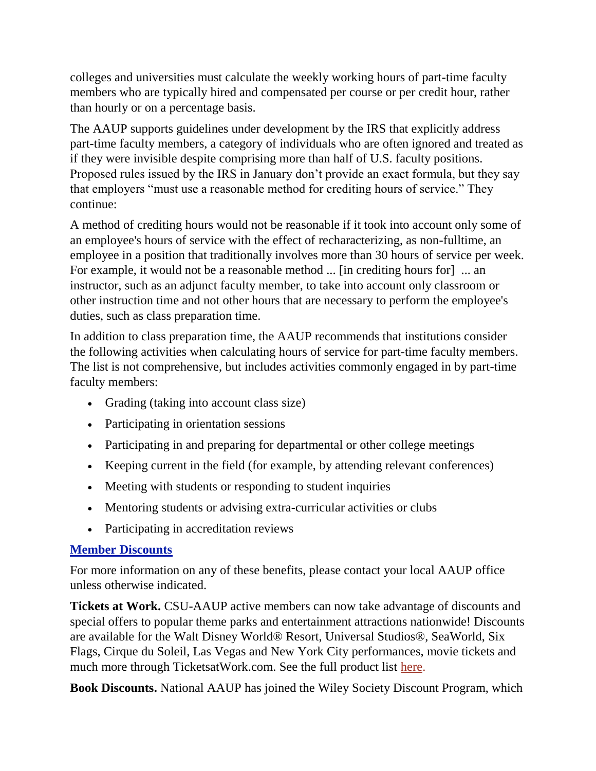colleges and universities must calculate the weekly working hours of part-time faculty members who are typically hired and compensated per course or per credit hour, rather than hourly or on a percentage basis.

The AAUP supports guidelines under development by the IRS that explicitly address part-time faculty members, a category of individuals who are often ignored and treated as if they were invisible despite comprising more than half of U.S. faculty positions. Proposed rules issued by the IRS in January don't provide an exact formula, but they say that employers "must use a reasonable method for crediting hours of service." They continue:

A method of crediting hours would not be reasonable if it took into account only some of an employee's hours of service with the effect of recharacterizing, as non-fulltime, an employee in a position that traditionally involves more than 30 hours of service per week. For example, it would not be a reasonable method ... [in crediting hours for] ... an instructor, such as an adjunct faculty member, to take into account only classroom or other instruction time and not other hours that are necessary to perform the employee's duties, such as class preparation time.

In addition to class preparation time, the AAUP recommends that institutions consider the following activities when calculating hours of service for part-time faculty members. The list is not comprehensive, but includes activities commonly engaged in by part-time faculty members:

- Grading (taking into account class size)
- Participating in orientation sessions
- Participating in and preparing for departmental or other college meetings
- Keeping current in the field (for example, by attending relevant conferences)
- Meeting with students or responding to student inquiries
- Mentoring students or advising extra-curricular activities or clubs
- Participating in accreditation reviews

## Member Discounts

For more information on any of these benefits, please contact your local AAUP office unless otherwise indicated.

**Tickets at Work.** CSU-AAUP active members can now take advantage of discounts and special offers to popular theme parks and entertainment attractions nationwide! Discounts are available for the Walt Disney World® Resort, Universal Studios®, SeaWorld, Six Flags, Cirque du Soleil, Las Vegas and New York City performances, movie tickets and much more through TicketsatWork.com. See the full product list here.

**Book Discounts.** National AAUP has joined the Wiley Society Discount Program, which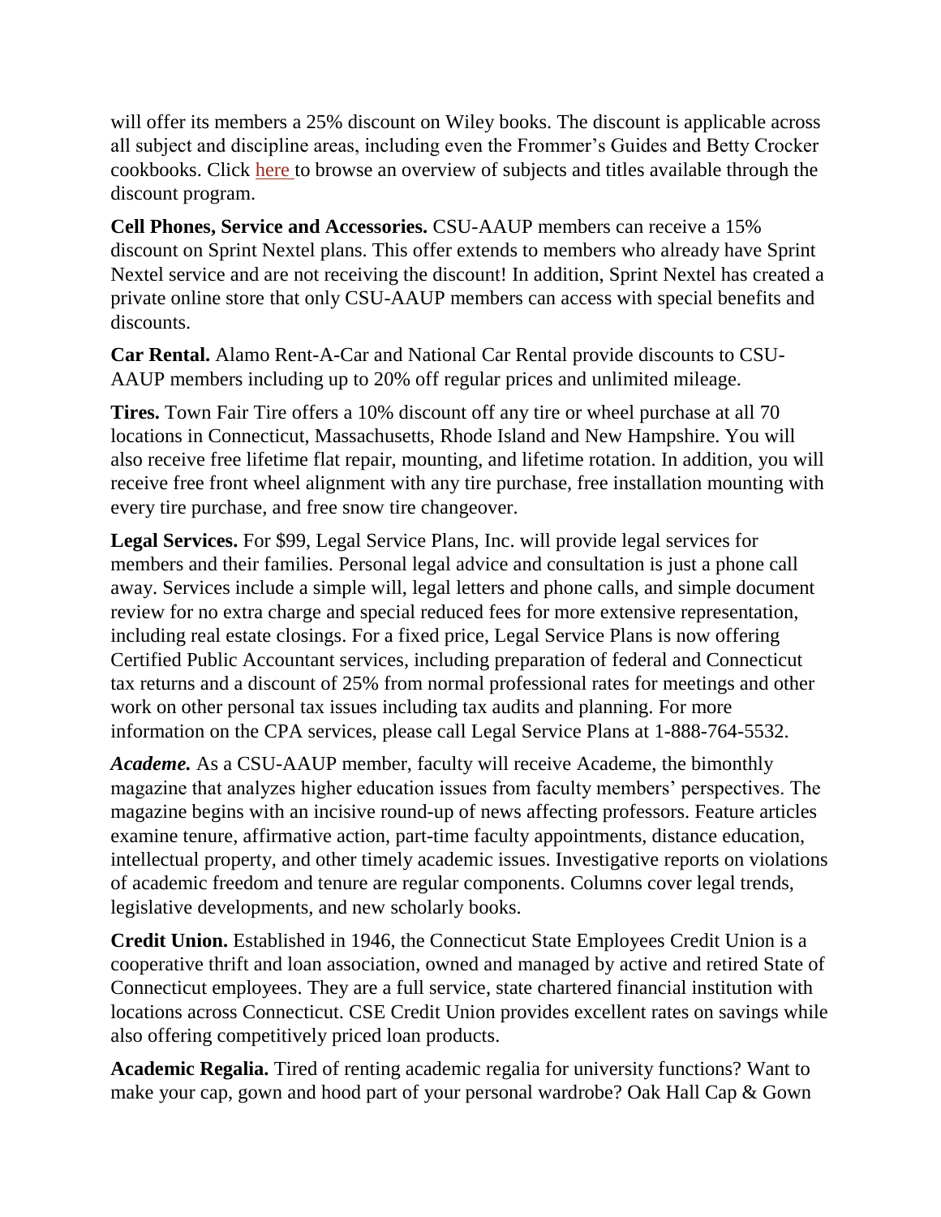will offer its members a 25% discount on Wiley books. The discount is applicable across all subject and discipline areas, including even the Frommer's Guides and Betty Crocker cookbooks. Click here to browse an overview of subjects and titles available through the discount program.

**Cell Phones, Service and Accessories.** CSU-AAUP members can receive a 15% discount on Sprint Nextel plans. This offer extends to members who already have Sprint Nextel service and are not receiving the discount! In addition, Sprint Nextel has created a private online store that only CSU-AAUP members can access with special benefits and discounts.

**Car Rental.** Alamo Rent-A-Car and National Car Rental provide discounts to CSU-AAUP members including up to 20% off regular prices and unlimited mileage.

**Tires.** Town Fair Tire offers a 10% discount off any tire or wheel purchase at all 70 locations in Connecticut, Massachusetts, Rhode Island and New Hampshire. You will also receive free lifetime flat repair, mounting, and lifetime rotation. In addition, you will receive free front wheel alignment with any tire purchase, free installation mounting with every tire purchase, and free snow tire changeover.

**Legal Services.** For $99, Legal Service Plans, Inc. will provide legal services for members and their families. Personal legal advice and consultation is just a phone call away. Services include a simple will, legal letters and phone calls, and simple document review for no extra charge and special reduced fees for more extensive representation, including real estate closings. For a fixed price, Legal Service Plans is now offering Certified Public Accountant services, including preparation of federal and Connecticut tax returns and a discount of 25% from normal professional rates for meetings and other work on other personal tax issues including tax audits and planning. For more information on the CPA services, please call Legal Service Plans at 1-888-764-5532.

***Academe.*** As a CSU-AAUP member, faculty will receive Academe, the bimonthly magazine that analyzes higher education issues from faculty members' perspectives. The magazine begins with an incisive round-up of news affecting professors. Feature articles examine tenure, affirmative action, part-time faculty appointments, distance education, intellectual property, and other timely academic issues. Investigative reports on violations of academic freedom and tenure are regular components. Columns cover legal trends, legislative developments, and new scholarly books.

**Credit Union.** Established in 1946, the Connecticut State Employees Credit Union is a cooperative thrift and loan association, owned and managed by active and retired State of Connecticut employees. They are a full service, state chartered financial institution with locations across Connecticut. CSE Credit Union provides excellent rates on savings while also offering competitively priced loan products.

**Academic Regalia.** Tired of renting academic regalia for university functions? Want to make your cap, gown and hood part of your personal wardrobe? Oak Hall Cap & Gown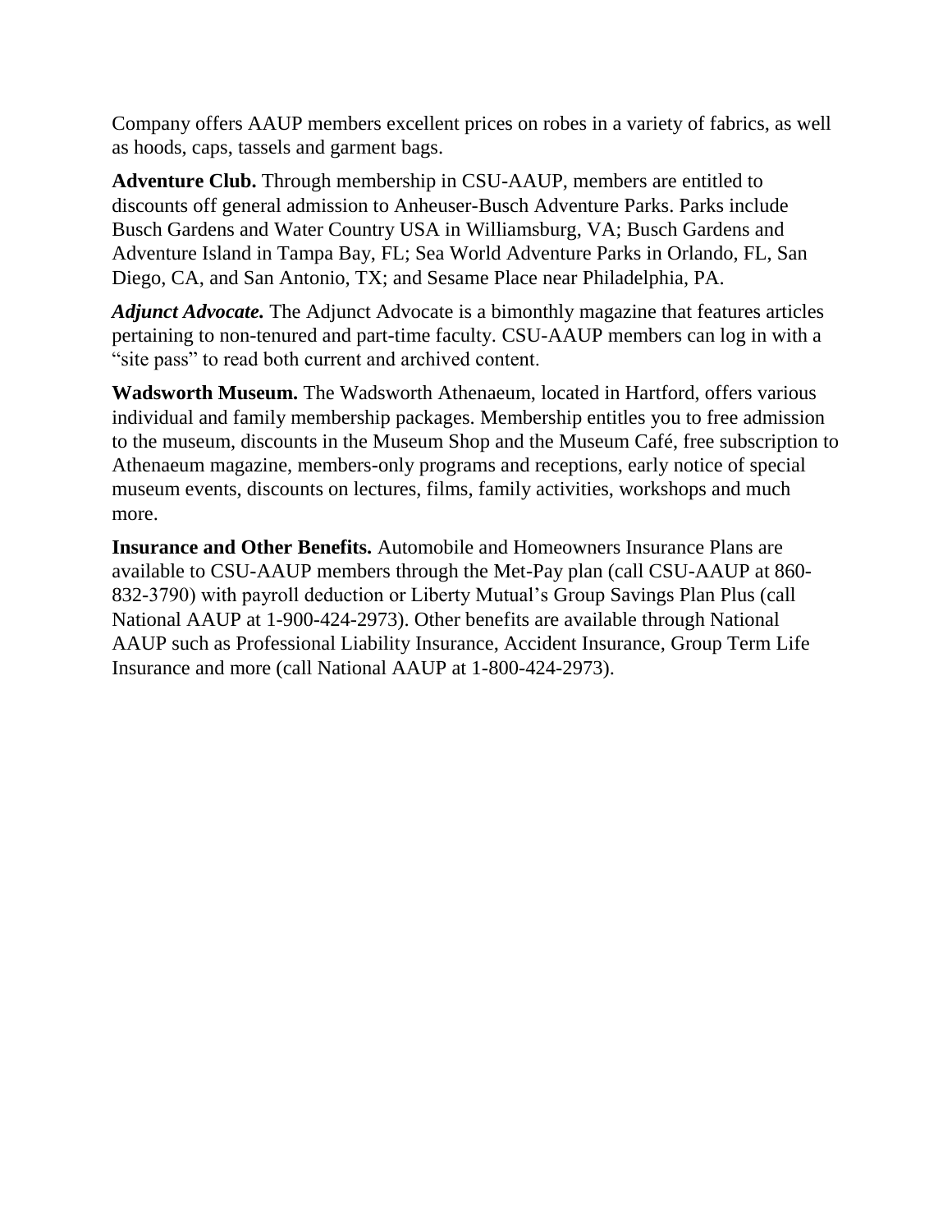Company offers AAUP members excellent prices on robes in a variety of fabrics, as well as hoods, caps, tassels and garment bags.

**Adventure Club.** Through membership in CSU-AAUP, members are entitled to discounts off general admission to Anheuser-Busch Adventure Parks. Parks include Busch Gardens and Water Country USA in Williamsburg, VA; Busch Gardens and Adventure Island in Tampa Bay, FL; Sea World Adventure Parks in Orlando, FL, San Diego, CA, and San Antonio, TX; and Sesame Place near Philadelphia, PA.

***Adjunct Advocate.*** The Adjunct Advocate is a bimonthly magazine that features articles pertaining to non-tenured and part-time faculty. CSU-AAUP members can log in with a "site pass" to read both current and archived content.

**Wadsworth Museum.** The Wadsworth Athenaeum, located in Hartford, offers various individual and family membership packages. Membership entitles you to free admission to the museum, discounts in the Museum Shop and the Museum Café, free subscription to Athenaeum magazine, members-only programs and receptions, early notice of special museum events, discounts on lectures, films, family activities, workshops and much more.

**Insurance and Other Benefits.** Automobile and Homeowners Insurance Plans are available to CSU-AAUP members through the Met-Pay plan (call CSU-AAUP at 860-832-3790) with payroll deduction or Liberty Mutual's Group Savings Plan Plus (call National AAUP at 1-900-424-2973). Other benefits are available through National AAUP such as Professional Liability Insurance, Accident Insurance, Group Term Life Insurance and more (call National AAUP at 1-800-424-2973).